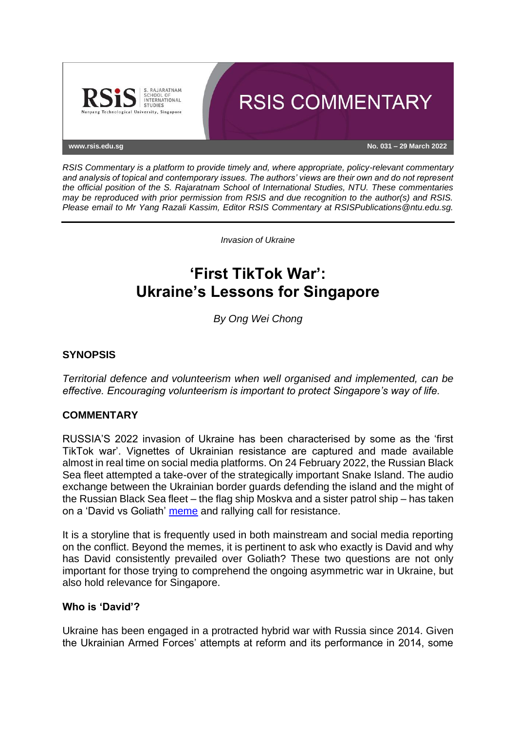RSIS COMMENTARY

www.rsis.edu.sg

No. 031 – 29 March 2022

*RSIS Commentary is a platform to provide timely and, where appropriate, policy-relevant commentary and analysis of topical and contemporary issues. The authors' views are their own and do not represent the official position of the S. Rajaratnam School of International Studies, NTU. These commentaries may be reproduced with prior permission from RSIS and due recognition to the author(s) and RSIS. Please email to Mr Yang Razali Kassim, Editor RSIS Commentary at RSISPublications@ntu.edu.sg.*

---

*Invasion of Ukraine*

# 'First TikTok War': Ukraine's Lessons for Singapore

*By Ong Wei Chong*

## SYNOPSIS

*Territorial defence and volunteerism when well organised and implemented, can be effective. Encouraging volunteerism is important to protect Singapore's way of life.*

## COMMENTARY

RUSSIA'S 2022 invasion of Ukraine has been characterised by some as the 'first TikTok war'. Vignettes of Ukrainian resistance are captured and made available almost in real time on social media platforms. On 24 February 2022, the Russian Black Sea fleet attempted a take-over of the strategically important Snake Island. The audio exchange between the Ukrainian border guards defending the island and the might of the Russian Black Sea fleet – the flag ship Moskva and a sister patrol ship – has taken on a 'David vs Goliath' meme and rallying call for resistance.

It is a storyline that is frequently used in both mainstream and social media reporting on the conflict. Beyond the memes, it is pertinent to ask who exactly is David and why has David consistently prevailed over Goliath? These two questions are not only important for those trying to comprehend the ongoing asymmetric war in Ukraine, but also hold relevance for Singapore.

### Who is 'David'?

Ukraine has been engaged in a protracted hybrid war with Russia since 2014. Given the Ukrainian Armed Forces' attempts at reform and its performance in 2014, some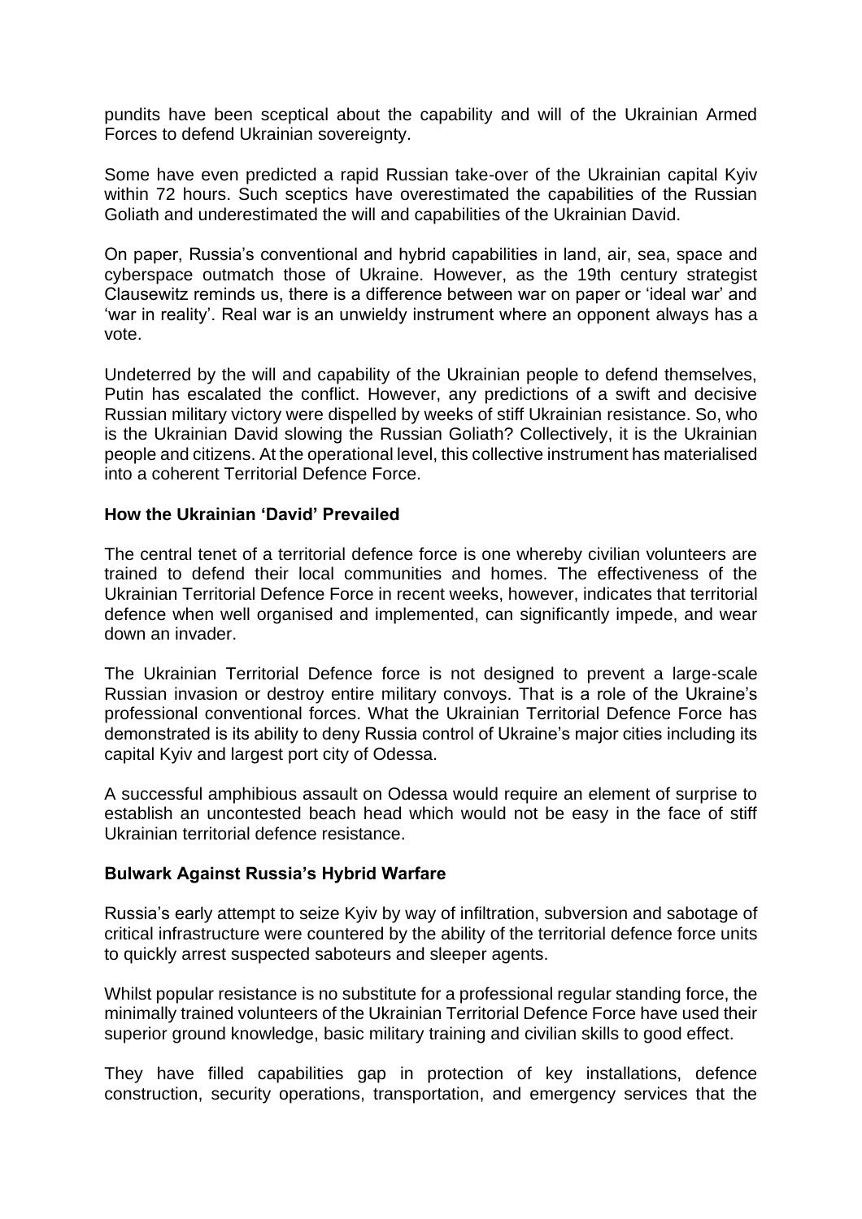pundits have been sceptical about the capability and will of the Ukrainian Armed Forces to defend Ukrainian sovereignty.

Some have even predicted a rapid Russian take-over of the Ukrainian capital Kyiv within 72 hours. Such sceptics have overestimated the capabilities of the Russian Goliath and underestimated the will and capabilities of the Ukrainian David.

On paper, Russia's conventional and hybrid capabilities in land, air, sea, space and cyberspace outmatch those of Ukraine. However, as the 19th century strategist Clausewitz reminds us, there is a difference between war on paper or 'ideal war' and 'war in reality'. Real war is an unwieldy instrument where an opponent always has a vote.

Undeterred by the will and capability of the Ukrainian people to defend themselves, Putin has escalated the conflict. However, any predictions of a swift and decisive Russian military victory were dispelled by weeks of stiff Ukrainian resistance. So, who is the Ukrainian David slowing the Russian Goliath? Collectively, it is the Ukrainian people and citizens. At the operational level, this collective instrument has materialised into a coherent Territorial Defence Force.

**How the Ukrainian 'David' Prevailed**

The central tenet of a territorial defence force is one whereby civilian volunteers are trained to defend their local communities and homes. The effectiveness of the Ukrainian Territorial Defence Force in recent weeks, however, indicates that territorial defence when well organised and implemented, can significantly impede, and wear down an invader.

The Ukrainian Territorial Defence force is not designed to prevent a large-scale Russian invasion or destroy entire military convoys. That is a role of the Ukraine's professional conventional forces. What the Ukrainian Territorial Defence Force has demonstrated is its ability to deny Russia control of Ukraine's major cities including its capital Kyiv and largest port city of Odessa.

A successful amphibious assault on Odessa would require an element of surprise to establish an uncontested beach head which would not be easy in the face of stiff Ukrainian territorial defence resistance.

**Bulwark Against Russia's Hybrid Warfare**

Russia's early attempt to seize Kyiv by way of infiltration, subversion and sabotage of critical infrastructure were countered by the ability of the territorial defence force units to quickly arrest suspected saboteurs and sleeper agents.

Whilst popular resistance is no substitute for a professional regular standing force, the minimally trained volunteers of the Ukrainian Territorial Defence Force have used their superior ground knowledge, basic military training and civilian skills to good effect.

They have filled capabilities gap in protection of key installations, defence construction, security operations, transportation, and emergency services that the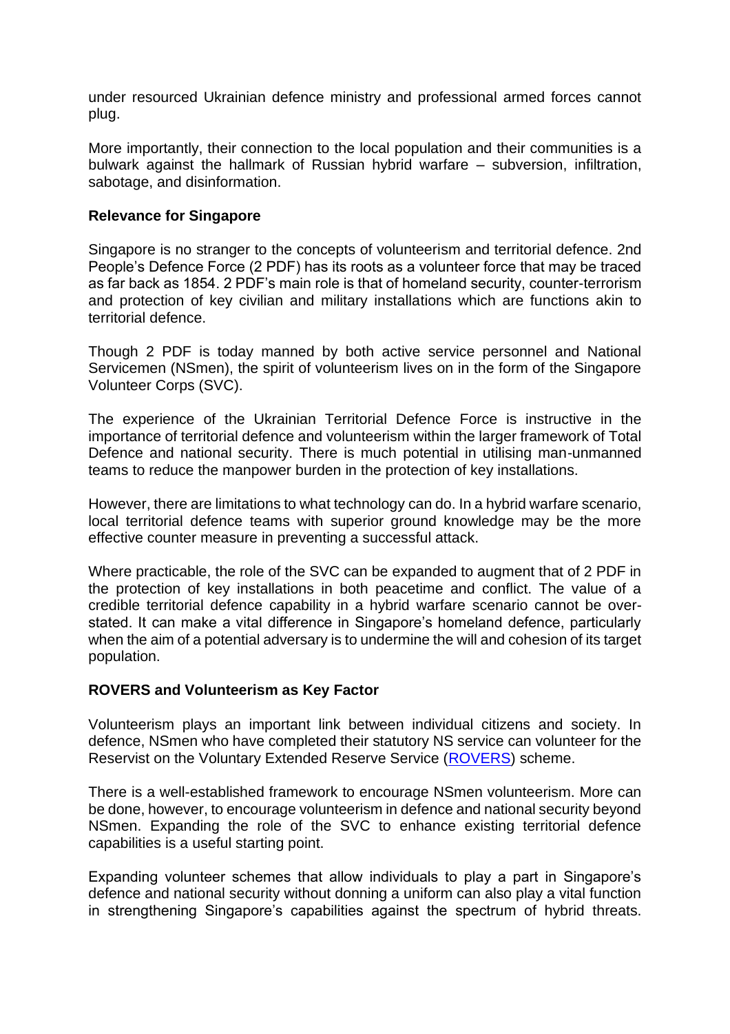under resourced Ukrainian defence ministry and professional armed forces cannot plug.

More importantly, their connection to the local population and their communities is a bulwark against the hallmark of Russian hybrid warfare – subversion, infiltration, sabotage, and disinformation.

**Relevance for Singapore**

Singapore is no stranger to the concepts of volunteerism and territorial defence. 2nd People's Defence Force (2 PDF) has its roots as a volunteer force that may be traced as far back as 1854. 2 PDF's main role is that of homeland security, counter-terrorism and protection of key civilian and military installations which are functions akin to territorial defence.

Though 2 PDF is today manned by both active service personnel and National Servicemen (NSmen), the spirit of volunteerism lives on in the form of the Singapore Volunteer Corps (SVC).

The experience of the Ukrainian Territorial Defence Force is instructive in the importance of territorial defence and volunteerism within the larger framework of Total Defence and national security. There is much potential in utilising man-unmanned teams to reduce the manpower burden in the protection of key installations.

However, there are limitations to what technology can do. In a hybrid warfare scenario, local territorial defence teams with superior ground knowledge may be the more effective counter measure in preventing a successful attack.

Where practicable, the role of the SVC can be expanded to augment that of 2 PDF in the protection of key installations in both peacetime and conflict. The value of a credible territorial defence capability in a hybrid warfare scenario cannot be over-stated. It can make a vital difference in Singapore's homeland defence, particularly when the aim of a potential adversary is to undermine the will and cohesion of its target population.

**ROVERS and Volunteerism as Key Factor**

Volunteerism plays an important link between individual citizens and society. In defence, NSmen who have completed their statutory NS service can volunteer for the Reservist on the Voluntary Extended Reserve Service (ROVERS) scheme.

There is a well-established framework to encourage NSmen volunteerism. More can be done, however, to encourage volunteerism in defence and national security beyond NSmen. Expanding the role of the SVC to enhance existing territorial defence capabilities is a useful starting point.

Expanding volunteer schemes that allow individuals to play a part in Singapore's defence and national security without donning a uniform can also play a vital function in strengthening Singapore's capabilities against the spectrum of hybrid threats.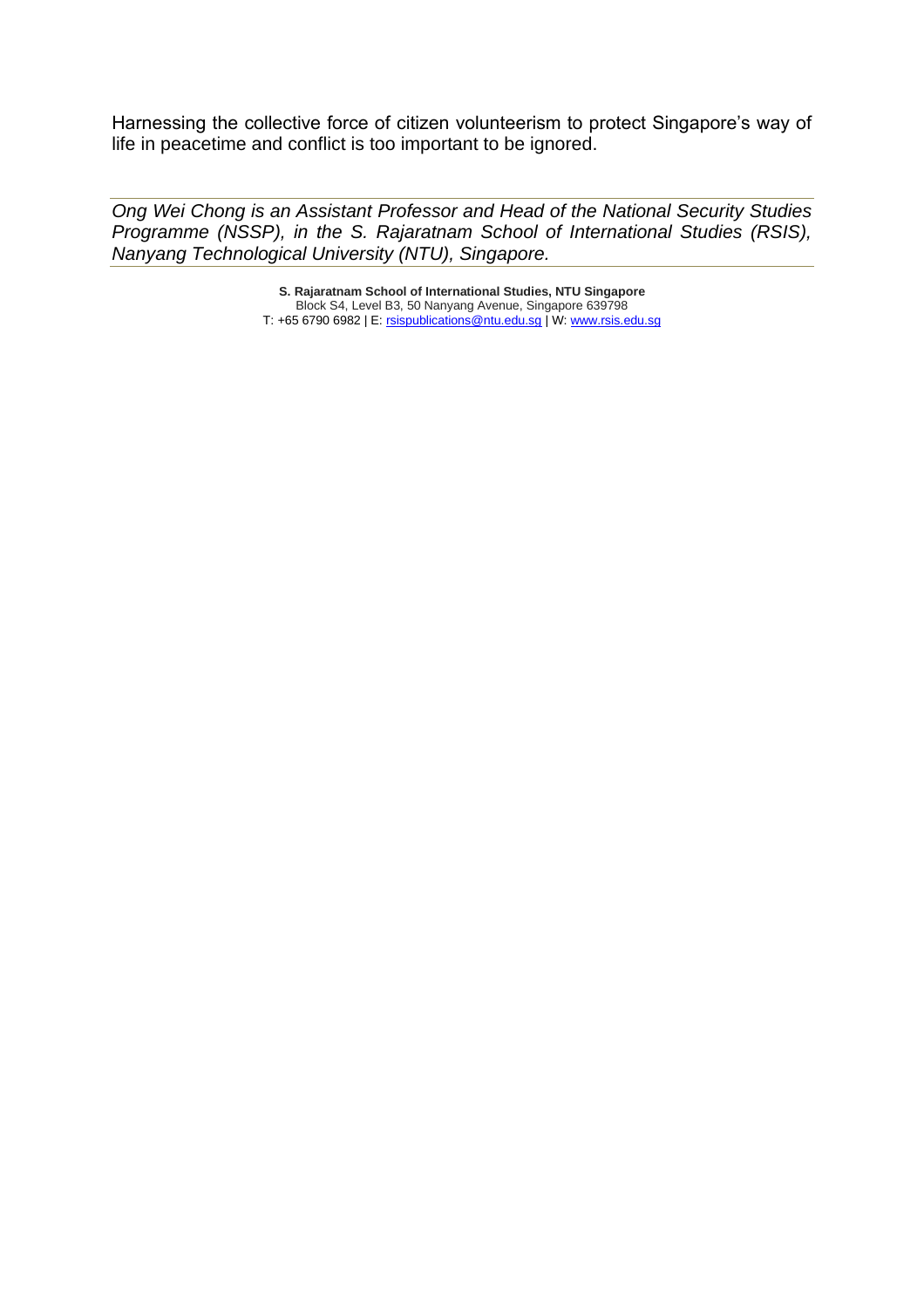Harnessing the collective force of citizen volunteerism to protect Singapore's way of life in peacetime and conflict is too important to be ignored.

---

*Ong Wei Chong is an Assistant Professor and Head of the National Security Studies Programme (NSSP), in the S. Rajaratnam School of International Studies (RSIS), Nanyang Technological University (NTU), Singapore.*

---

**S. Rajaratnam School of International Studies, NTU Singapore**
Block S4, Level B3, 50 Nanyang Avenue, Singapore 639798
T: +65 6790 6982 | E: rsispublications@ntu.edu.sg | W: www.rsis.edu.sg